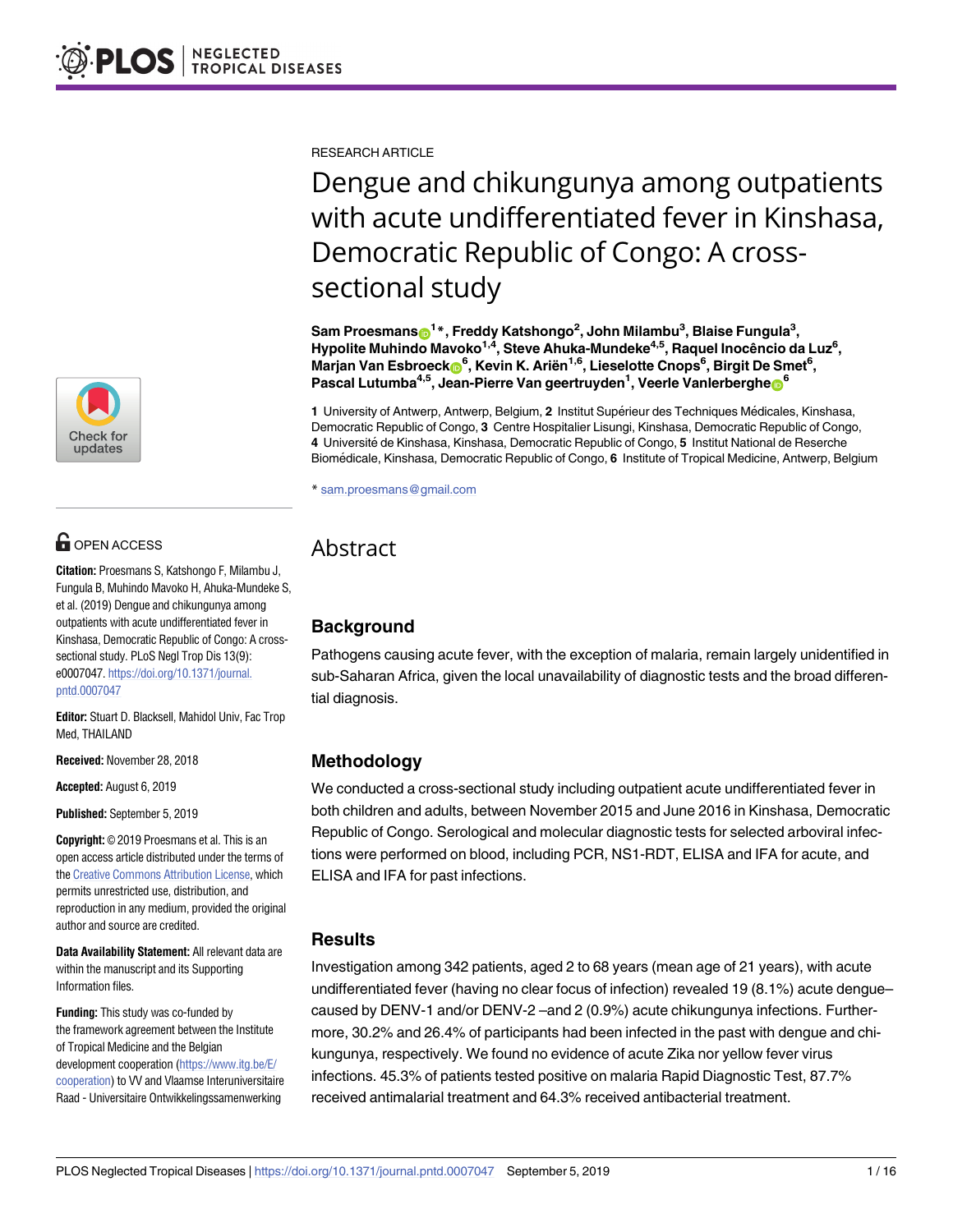RESEARCH ARTICLE

# Dengue and chikungunya among outpatients with acute undifferentiated fever in Kinshasa, Democratic Republic of Congo: A cross-sectional study

**Sam Proesmans[1]*, Freddy Katshongo[2], John Milambu[3], Blaise Fungula[3], Hypolite Muhindo Mavoko[1,4], Steve Ahuka-Mundeke[4,5], Raquel Inocêncio da Luz[6], Marjan Van Esbroeck[6], Kevin K. Ariën[1,6], Lieselotte Cnops[6], Birgit De Smet[6], Pascal Lutumba[4,5], Jean-Pierre Van geertruyden[1], Veerle Vanlerberghe[6]**

**1** University of Antwerp, Antwerp, Belgium, **2** Institut Supérieur des Techniques Médicales, Kinshasa, Democratic Republic of Congo, **3** Centre Hospitalier Lisungi, Kinshasa, Democratic Republic of Congo, **4** Université de Kinshasa, Kinshasa, Democratic Republic of Congo, **5** Institut National de Reserche Biomédicale, Kinshasa, Democratic Republic of Congo, **6** Institute of Tropical Medicine, Antwerp, Belgium

* sam.proesmans@gmail.com

OPEN ACCESS

**Citation:** Proesmans S, Katshongo F, Milambu J, Fungula B, Muhindo Mavoko H, Ahuka-Mundeke S, et al. (2019) Dengue and chikungunya among outpatients with acute undifferentiated fever in Kinshasa, Democratic Republic of Congo: A cross-sectional study. PLoS Negl Trop Dis 13(9): e0007047. https://doi.org/10.1371/journal.pntd.0007047

**Editor:** Stuart D. Blacksell, Mahidol Univ, Fac Trop Med, THAILAND

**Received:** November 28, 2018

**Accepted:** August 6, 2019

**Published:** September 5, 2019

**Copyright:** © 2019 Proesmans et al. This is an open access article distributed under the terms of the Creative Commons Attribution License, which permits unrestricted use, distribution, and reproduction in any medium, provided the original author and source are credited.

**Data Availability Statement:** All relevant data are within the manuscript and its Supporting Information files.

**Funding:** This study was co-funded by the framework agreement between the Institute of Tropical Medicine and the Belgian development cooperation (https://www.itg.be/E/cooperation) to VV and Vlaamse Interuniversitaire Raad - Universitaire Ontwikkelingssamenwerking

## Abstract

### Background

Pathogens causing acute fever, with the exception of malaria, remain largely unidentified in sub-Saharan Africa, given the local unavailability of diagnostic tests and the broad differential diagnosis.

### Methodology

We conducted a cross-sectional study including outpatient acute undifferentiated fever in both children and adults, between November 2015 and June 2016 in Kinshasa, Democratic Republic of Congo. Serological and molecular diagnostic tests for selected arboviral infections were performed on blood, including PCR, NS1-RDT, ELISA and IFA for acute, and ELISA and IFA for past infections.

### Results

Investigation among 342 patients, aged 2 to 68 years (mean age of 21 years), with acute undifferentiated fever (having no clear focus of infection) revealed 19 (8.1%) acute dengue–caused by DENV-1 and/or DENV-2 –and 2 (0.9%) acute chikungunya infections. Furthermore, 30.2% and 26.4% of participants had been infected in the past with dengue and chikungunya, respectively. We found no evidence of acute Zika nor yellow fever virus infections. 45.3% of patients tested positive on malaria Rapid Diagnostic Test, 87.7% received antimalarial treatment and 64.3% received antibacterial treatment.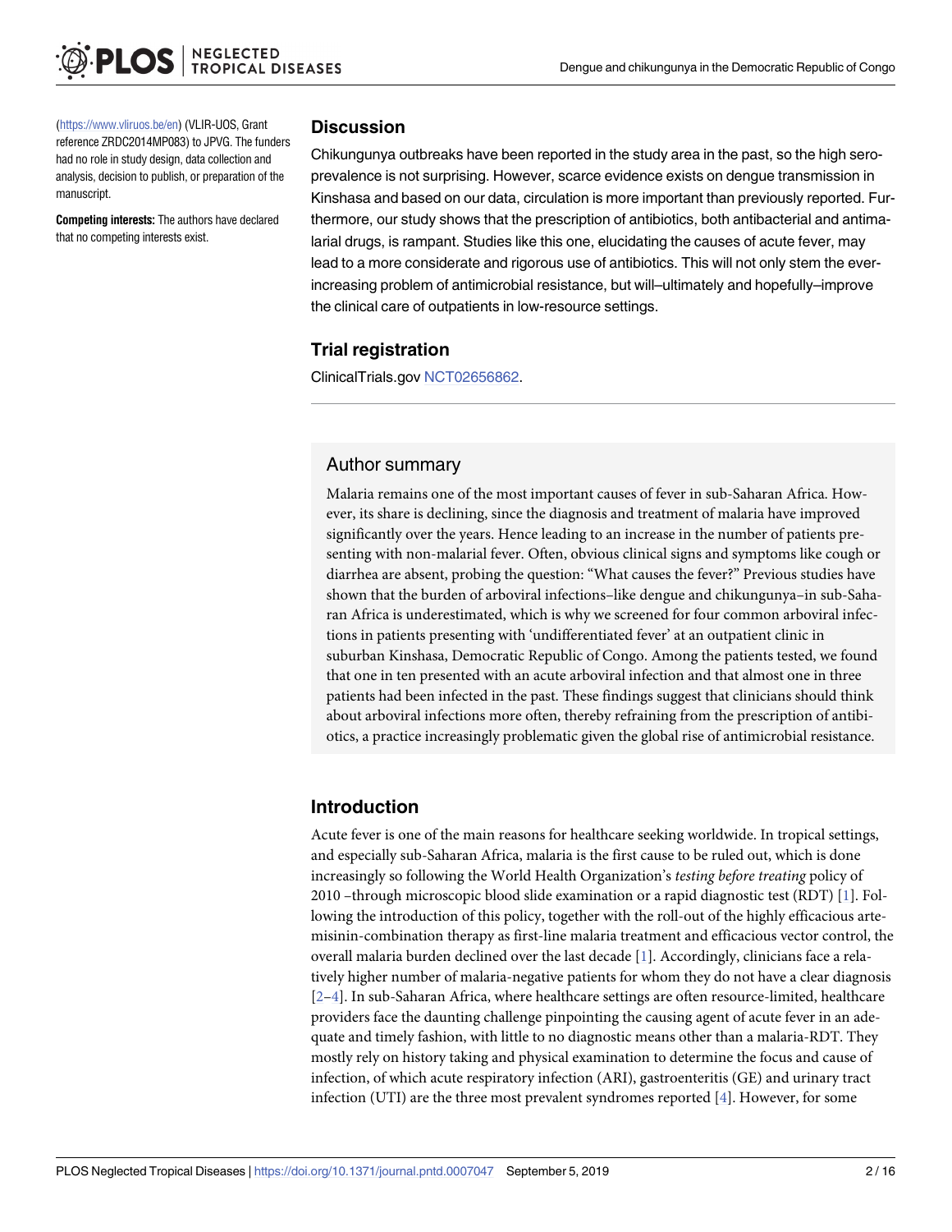(https://www.vliruos.be/en) (VLIR-UOS, Grant reference ZRDC2014MP083) to JPVG. The funders had no role in study design, data collection and analysis, decision to publish, or preparation of the manuscript.

**Competing interests:** The authors have declared that no competing interests exist.

## Discussion

Chikungunya outbreaks have been reported in the study area in the past, so the high seroprevalence is not surprising. However, scarce evidence exists on dengue transmission in Kinshasa and based on our data, circulation is more important than previously reported. Furthermore, our study shows that the prescription of antibiotics, both antibacterial and antimalarial drugs, is rampant. Studies like this one, elucidating the causes of acute fever, may lead to a more considerate and rigorous use of antibiotics. This will not only stem the ever-increasing problem of antimicrobial resistance, but will–ultimately and hopefully–improve the clinical care of outpatients in low-resource settings.

## Trial registration

ClinicalTrials.gov NCT02656862.

## Author summary

Malaria remains one of the most important causes of fever in sub-Saharan Africa. However, its share is declining, since the diagnosis and treatment of malaria have improved significantly over the years. Hence leading to an increase in the number of patients presenting with non-malarial fever. Often, obvious clinical signs and symptoms like cough or diarrhea are absent, probing the question: "What causes the fever?" Previous studies have shown that the burden of arboviral infections–like dengue and chikungunya–in sub-Saharan Africa is underestimated, which is why we screened for four common arboviral infections in patients presenting with 'undifferentiated fever' at an outpatient clinic in suburban Kinshasa, Democratic Republic of Congo. Among the patients tested, we found that one in ten presented with an acute arboviral infection and that almost one in three patients had been infected in the past. These findings suggest that clinicians should think about arboviral infections more often, thereby refraining from the prescription of antibiotics, a practice increasingly problematic given the global rise of antimicrobial resistance.

## Introduction

Acute fever is one of the main reasons for healthcare seeking worldwide. In tropical settings, and especially sub-Saharan Africa, malaria is the first cause to be ruled out, which is done increasingly so following the World Health Organization's *testing before treating* policy of 2010 –through microscopic blood slide examination or a rapid diagnostic test (RDT) [1]. Following the introduction of this policy, together with the roll-out of the highly efficacious artemisinin-combination therapy as first-line malaria treatment and efficacious vector control, the overall malaria burden declined over the last decade [1]. Accordingly, clinicians face a relatively higher number of malaria-negative patients for whom they do not have a clear diagnosis [2–4]. In sub-Saharan Africa, where healthcare settings are often resource-limited, healthcare providers face the daunting challenge pinpointing the causing agent of acute fever in an adequate and timely fashion, with little to no diagnostic means other than a malaria-RDT. They mostly rely on history taking and physical examination to determine the focus and cause of infection, of which acute respiratory infection (ARI), gastroenteritis (GE) and urinary tract infection (UTI) are the three most prevalent syndromes reported [4]. However, for some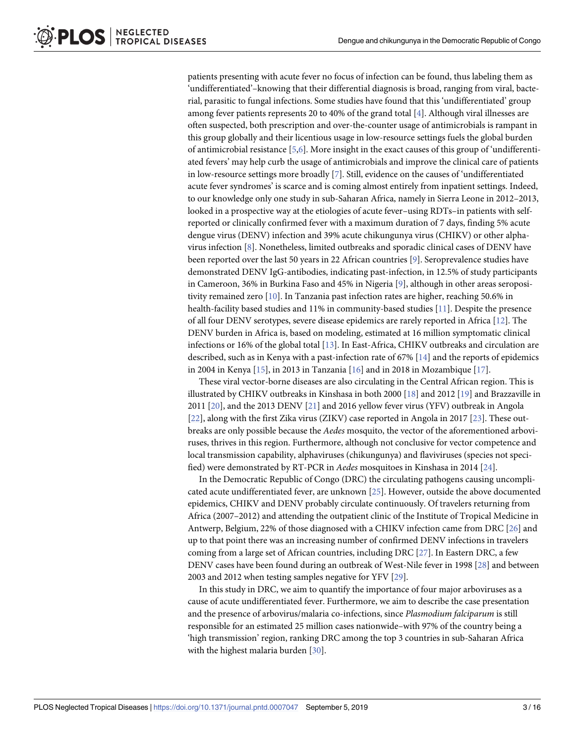patients presenting with acute fever no focus of infection can be found, thus labeling them as 'undifferentiated'–knowing that their differential diagnosis is broad, ranging from viral, bacterial, parasitic to fungal infections. Some studies have found that this 'undifferentiated' group among fever patients represents 20 to 40% of the grand total [4]. Although viral illnesses are often suspected, both prescription and over-the-counter usage of antimicrobials is rampant in this group globally and their licentious usage in low-resource settings fuels the global burden of antimicrobial resistance [5,6]. More insight in the exact causes of this group of 'undifferentiated fevers' may help curb the usage of antimicrobials and improve the clinical care of patients in low-resource settings more broadly [7]. Still, evidence on the causes of 'undifferentiated acute fever syndromes' is scarce and is coming almost entirely from inpatient settings. Indeed, to our knowledge only one study in sub-Saharan Africa, namely in Sierra Leone in 2012–2013, looked in a prospective way at the etiologies of acute fever–using RDTs–in patients with self-reported or clinically confirmed fever with a maximum duration of 7 days, finding 5% acute dengue virus (DENV) infection and 39% acute chikungunya virus (CHIKV) or other alphavirus infection [8]. Nonetheless, limited outbreaks and sporadic clinical cases of DENV have been reported over the last 50 years in 22 African countries [9]. Seroprevalence studies have demonstrated DENV IgG-antibodies, indicating past-infection, in 12.5% of study participants in Cameroon, 36% in Burkina Faso and 45% in Nigeria [9], although in other areas seropositivity remained zero [10]. In Tanzania past infection rates are higher, reaching 50.6% in health-facility based studies and 11% in community-based studies [11]. Despite the presence of all four DENV serotypes, severe disease epidemics are rarely reported in Africa [12]. The DENV burden in Africa is, based on modeling, estimated at 16 million symptomatic clinical infections or 16% of the global total [13]. In East-Africa, CHIKV outbreaks and circulation are described, such as in Kenya with a past-infection rate of 67% [14] and the reports of epidemics in 2004 in Kenya [15], in 2013 in Tanzania [16] and in 2018 in Mozambique [17].

These viral vector-borne diseases are also circulating in the Central African region. This is illustrated by CHIKV outbreaks in Kinshasa in both 2000 [18] and 2012 [19] and Brazzaville in 2011 [20], and the 2013 DENV [21] and 2016 yellow fever virus (YFV) outbreak in Angola [22], along with the first Zika virus (ZIKV) case reported in Angola in 2017 [23]. These outbreaks are only possible because the *Aedes* mosquito, the vector of the aforementioned arboviruses, thrives in this region. Furthermore, although not conclusive for vector competence and local transmission capability, alphaviruses (chikungunya) and flaviviruses (species not specified) were demonstrated by RT-PCR in *Aedes* mosquitoes in Kinshasa in 2014 [24].

In the Democratic Republic of Congo (DRC) the circulating pathogens causing uncomplicated acute undifferentiated fever, are unknown [25]. However, outside the above documented epidemics, CHIKV and DENV probably circulate continuously. Of travelers returning from Africa (2007–2012) and attending the outpatient clinic of the Institute of Tropical Medicine in Antwerp, Belgium, 22% of those diagnosed with a CHIKV infection came from DRC [26] and up to that point there was an increasing number of confirmed DENV infections in travelers coming from a large set of African countries, including DRC [27]. In Eastern DRC, a few DENV cases have been found during an outbreak of West-Nile fever in 1998 [28] and between 2003 and 2012 when testing samples negative for YFV [29].

In this study in DRC, we aim to quantify the importance of four major arboviruses as a cause of acute undifferentiated fever. Furthermore, we aim to describe the case presentation and the presence of arbovirus/malaria co-infections, since *Plasmodium falciparum* is still responsible for an estimated 25 million cases nationwide–with 97% of the country being a 'high transmission' region, ranking DRC among the top 3 countries in sub-Saharan Africa with the highest malaria burden [30].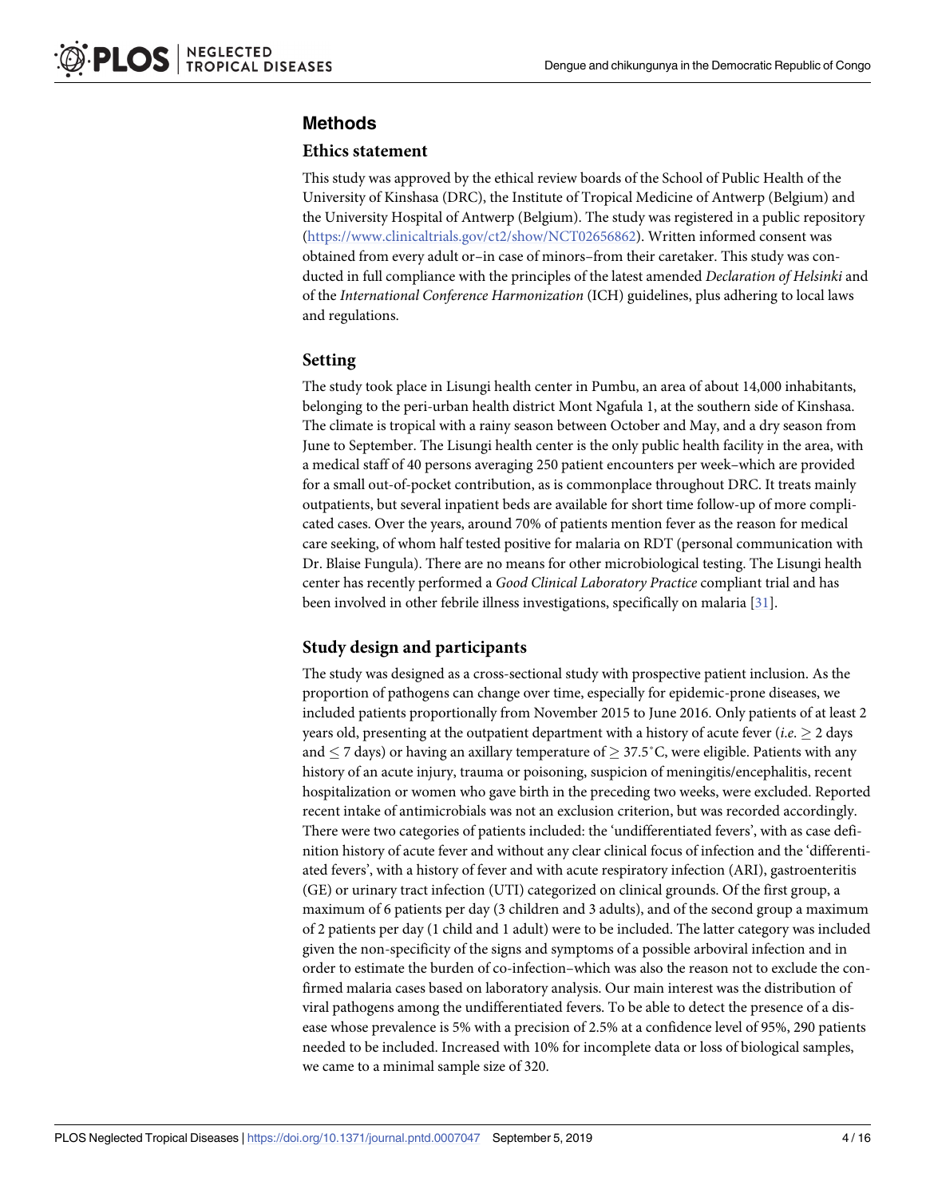## Methods

### Ethics statement

This study was approved by the ethical review boards of the School of Public Health of the University of Kinshasa (DRC), the Institute of Tropical Medicine of Antwerp (Belgium) and the University Hospital of Antwerp (Belgium). The study was registered in a public repository (https://www.clinicaltrials.gov/ct2/show/NCT02656862). Written informed consent was obtained from every adult or–in case of minors–from their caretaker. This study was conducted in full compliance with the principles of the latest amended *Declaration of Helsinki* and of the *International Conference Harmonization* (ICH) guidelines, plus adhering to local laws and regulations.

### Setting

The study took place in Lisungi health center in Pumbu, an area of about 14,000 inhabitants, belonging to the peri-urban health district Mont Ngafula 1, at the southern side of Kinshasa. The climate is tropical with a rainy season between October and May, and a dry season from June to September. The Lisungi health center is the only public health facility in the area, with a medical staff of 40 persons averaging 250 patient encounters per week–which are provided for a small out-of-pocket contribution, as is commonplace throughout DRC. It treats mainly outpatients, but several inpatient beds are available for short time follow-up of more complicated cases. Over the years, around 70% of patients mention fever as the reason for medical care seeking, of whom half tested positive for malaria on RDT (personal communication with Dr. Blaise Fungula). There are no means for other microbiological testing. The Lisungi health center has recently performed a *Good Clinical Laboratory Practice* compliant trial and has been involved in other febrile illness investigations, specifically on malaria [31].

### Study design and participants

The study was designed as a cross-sectional study with prospective patient inclusion. As the proportion of pathogens can change over time, especially for epidemic-prone diseases, we included patients proportionally from November 2015 to June 2016. Only patients of at least 2 years old, presenting at the outpatient department with a history of acute fever (*i.e.* $\geq$ 2 days and $\leq$ 7 days) or having an axillary temperature of $\geq$ 37.5˚C, were eligible. Patients with any history of an acute injury, trauma or poisoning, suspicion of meningitis/encephalitis, recent hospitalization or women who gave birth in the preceding two weeks, were excluded. Reported recent intake of antimicrobials was not an exclusion criterion, but was recorded accordingly. There were two categories of patients included: the 'undifferentiated fevers', with as case definition history of acute fever and without any clear clinical focus of infection and the 'differentiated fevers', with a history of fever and with acute respiratory infection (ARI), gastroenteritis (GE) or urinary tract infection (UTI) categorized on clinical grounds. Of the first group, a maximum of 6 patients per day (3 children and 3 adults), and of the second group a maximum of 2 patients per day (1 child and 1 adult) were to be included. The latter category was included given the non-specificity of the signs and symptoms of a possible arboviral infection and in order to estimate the burden of co-infection–which was also the reason not to exclude the confirmed malaria cases based on laboratory analysis. Our main interest was the distribution of viral pathogens among the undifferentiated fevers. To be able to detect the presence of a disease whose prevalence is 5% with a precision of 2.5% at a confidence level of 95%, 290 patients needed to be included. Increased with 10% for incomplete data or loss of biological samples, we came to a minimal sample size of 320.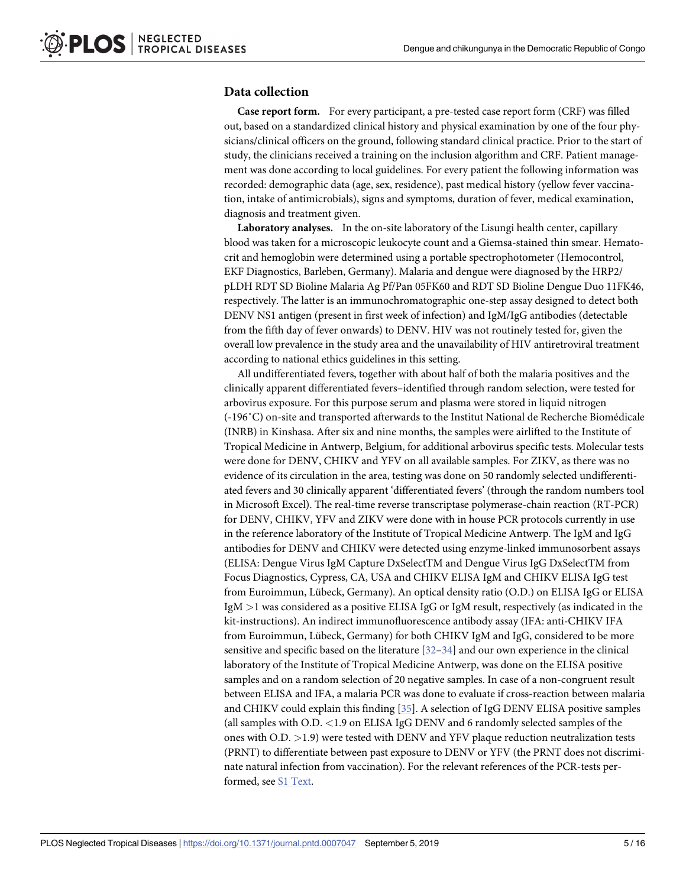## Data collection

**Case report form.** For every participant, a pre-tested case report form (CRF) was filled out, based on a standardized clinical history and physical examination by one of the four physicians/clinical officers on the ground, following standard clinical practice. Prior to the start of study, the clinicians received a training on the inclusion algorithm and CRF. Patient management was done according to local guidelines. For every patient the following information was recorded: demographic data (age, sex, residence), past medical history (yellow fever vaccination, intake of antimicrobials), signs and symptoms, duration of fever, medical examination, diagnosis and treatment given.

**Laboratory analyses.** In the on-site laboratory of the Lisungi health center, capillary blood was taken for a microscopic leukocyte count and a Giemsa-stained thin smear. Hematocrit and hemoglobin were determined using a portable spectrophotometer (Hemocontrol, EKF Diagnostics, Barleben, Germany). Malaria and dengue were diagnosed by the HRP2/pLDH RDT SD Bioline Malaria Ag Pf/Pan 05FK60 and RDT SD Bioline Dengue Duo 11FK46, respectively. The latter is an immunochromatographic one-step assay designed to detect both DENV NS1 antigen (present in first week of infection) and IgM/IgG antibodies (detectable from the fifth day of fever onwards) to DENV. HIV was not routinely tested for, given the overall low prevalence in the study area and the unavailability of HIV antiretroviral treatment according to national ethics guidelines in this setting.

All undifferentiated fevers, together with about half of both the malaria positives and the clinically apparent differentiated fevers–identified through random selection, were tested for arbovirus exposure. For this purpose serum and plasma were stored in liquid nitrogen (-196˚C) on-site and transported afterwards to the Institut National de Recherche Biomédicale (INRB) in Kinshasa. After six and nine months, the samples were airlifted to the Institute of Tropical Medicine in Antwerp, Belgium, for additional arbovirus specific tests. Molecular tests were done for DENV, CHIKV and YFV on all available samples. For ZIKV, as there was no evidence of its circulation in the area, testing was done on 50 randomly selected undifferentiated fevers and 30 clinically apparent 'differentiated fevers' (through the random numbers tool in Microsoft Excel). The real-time reverse transcriptase polymerase-chain reaction (RT-PCR) for DENV, CHIKV, YFV and ZIKV were done with in house PCR protocols currently in use in the reference laboratory of the Institute of Tropical Medicine Antwerp. The IgM and IgG antibodies for DENV and CHIKV were detected using enzyme-linked immunosorbent assays (ELISA: Dengue Virus IgM Capture DxSelectTM and Dengue Virus IgG DxSelectTM from Focus Diagnostics, Cypress, CA, USA and CHIKV ELISA IgM and CHIKV ELISA IgG test from Euroimmun, Lübeck, Germany). An optical density ratio (O.D.) on ELISA IgG or ELISA IgM >1 was considered as a positive ELISA IgG or IgM result, respectively (as indicated in the kit-instructions). An indirect immunofluorescence antibody assay (IFA: anti-CHIKV IFA from Euroimmun, Lübeck, Germany) for both CHIKV IgM and IgG, considered to be more sensitive and specific based on the literature [32–34] and our own experience in the clinical laboratory of the Institute of Tropical Medicine Antwerp, was done on the ELISA positive samples and on a random selection of 20 negative samples. In case of a non-congruent result between ELISA and IFA, a malaria PCR was done to evaluate if cross-reaction between malaria and CHIKV could explain this finding [35]. A selection of IgG DENV ELISA positive samples (all samples with O.D. <1.9 on ELISA IgG DENV and 6 randomly selected samples of the ones with O.D. >1.9) were tested with DENV and YFV plaque reduction neutralization tests (PRNT) to differentiate between past exposure to DENV or YFV (the PRNT does not discriminate natural infection from vaccination). For the relevant references of the PCR-tests performed, see S1 Text.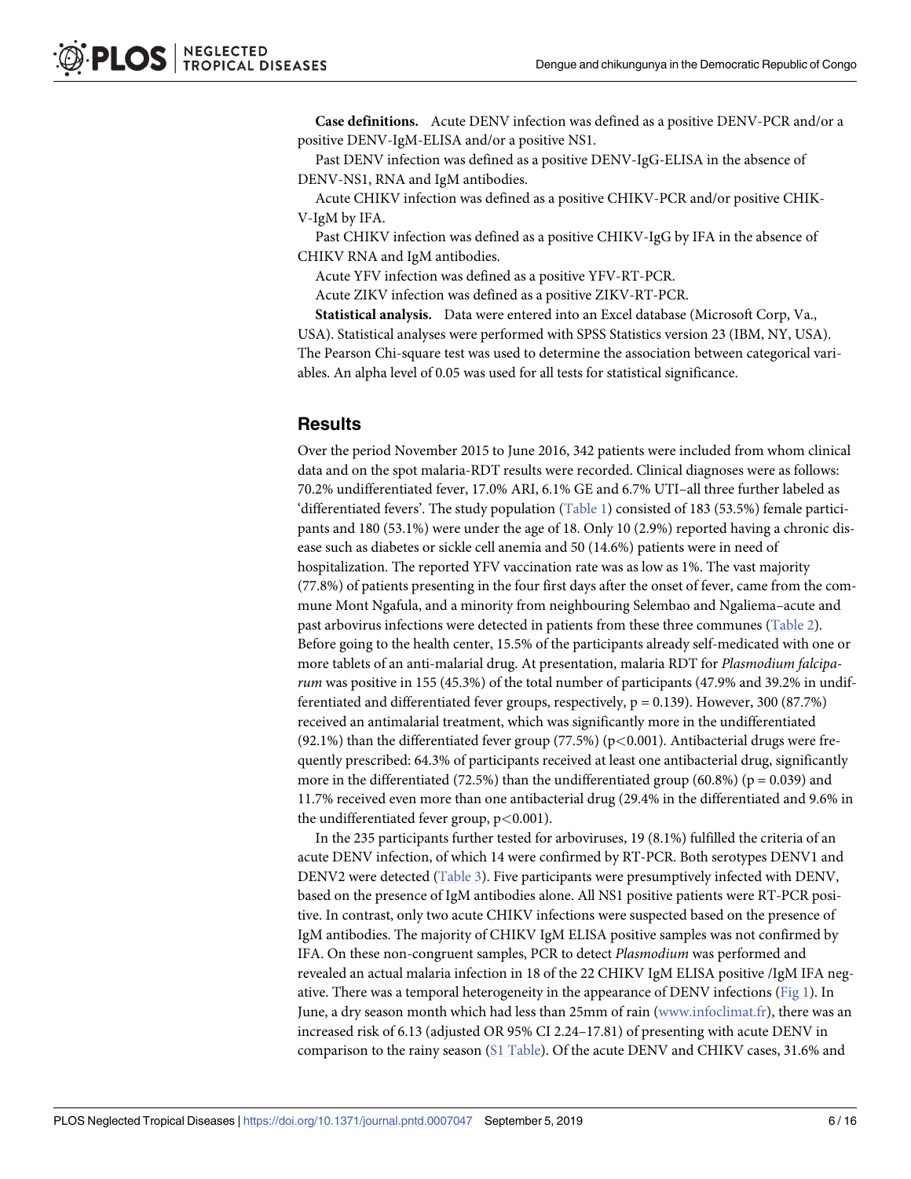**Case definitions.** Acute DENV infection was defined as a positive DENV-PCR and/or a positive DENV-IgM-ELISA and/or a positive NS1.

Past DENV infection was defined as a positive DENV-IgG-ELISA in the absence of DENV-NS1, RNA and IgM antibodies.

Acute CHIKV infection was defined as a positive CHIKV-PCR and/or positive CHIKV-IgM by IFA.

Past CHIKV infection was defined as a positive CHIKV-IgG by IFA in the absence of CHIKV RNA and IgM antibodies.

Acute YFV infection was defined as a positive YFV-RT-PCR.

Acute ZIKV infection was defined as a positive ZIKV-RT-PCR.

**Statistical analysis.** Data were entered into an Excel database (Microsoft Corp, Va., USA). Statistical analyses were performed with SPSS Statistics version 23 (IBM, NY, USA). The Pearson Chi-square test was used to determine the association between categorical variables. An alpha level of 0.05 was used for all tests for statistical significance.

## Results

Over the period November 2015 to June 2016, 342 patients were included from whom clinical data and on the spot malaria-RDT results were recorded. Clinical diagnoses were as follows: 70.2% undifferentiated fever, 17.0% ARI, 6.1% GE and 6.7% UTI–all three further labeled as 'differentiated fevers'. The study population (Table 1) consisted of 183 (53.5%) female participants and 180 (53.1%) were under the age of 18. Only 10 (2.9%) reported having a chronic disease such as diabetes or sickle cell anemia and 50 (14.6%) patients were in need of hospitalization. The reported YFV vaccination rate was as low as 1%. The vast majority (77.8%) of patients presenting in the four first days after the onset of fever, came from the commune Mont Ngafula, and a minority from neighbouring Selembao and Ngaliema–acute and past arbovirus infections were detected in patients from these three communes (Table 2). Before going to the health center, 15.5% of the participants already self-medicated with one or more tablets of an anti-malarial drug. At presentation, malaria RDT for *Plasmodium falciparum* was positive in 155 (45.3%) of the total number of participants (47.9% and 39.2% in undifferentiated and differentiated fever groups, respectively, $p = 0.139$). However, 300 (87.7%) received an antimalarial treatment, which was significantly more in the undifferentiated (92.1%) than the differentiated fever group (77.5%) ($p < 0.001$). Antibacterial drugs were frequently prescribed: 64.3% of participants received at least one antibacterial drug, significantly more in the differentiated (72.5%) than the undifferentiated group (60.8%) ($p = 0.039$) and 11.7% received even more than one antibacterial drug (29.4% in the differentiated and 9.6% in the undifferentiated fever group, $p < 0.001$).

In the 235 participants further tested for arboviruses, 19 (8.1%) fulfilled the criteria of an acute DENV infection, of which 14 were confirmed by RT-PCR. Both serotypes DENV1 and DENV2 were detected (Table 3). Five participants were presumptively infected with DENV, based on the presence of IgM antibodies alone. All NS1 positive patients were RT-PCR positive. In contrast, only two acute CHIKV infections were suspected based on the presence of IgM antibodies. The majority of CHIKV IgM ELISA positive samples was not confirmed by IFA. On these non-congruent samples, PCR to detect *Plasmodium* was performed and revealed an actual malaria infection in 18 of the 22 CHIKV IgM ELISA positive /IgM IFA negative. There was a temporal heterogeneity in the appearance of DENV infections (Fig 1). In June, a dry season month which had less than 25mm of rain (www.infoclimat.fr), there was an increased risk of 6.13 (adjusted OR 95% CI 2.24–17.81) of presenting with acute DENV in comparison to the rainy season (S1 Table). Of the acute DENV and CHIKV cases, 31.6% and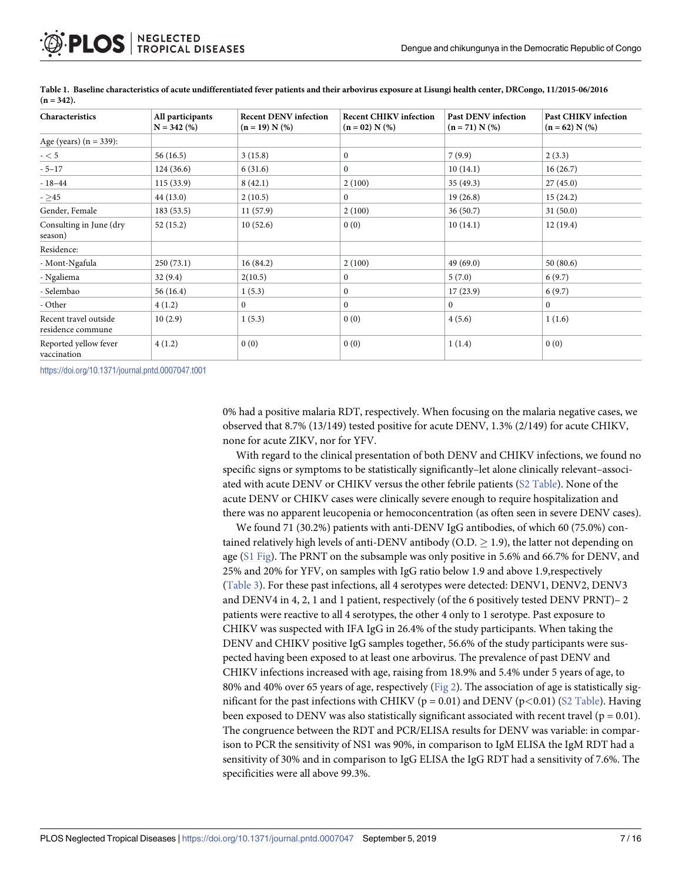**Table 1. Baseline characteristics of acute undifferentiated fever patients and their arbovirus exposure at Lisungi health center, DRCongo, 11/2015-06/2016 (n = 342).**

| Characteristics | All participants N = 342 (%) | Recent DENV infection (n = 19) N (%) | Recent CHIKV infection (n = 02) N (%) | Past DENV infection (n = 71) N (%) | Past CHIKV infection (n = 62) N (%) |
|---|---|---|---|---|---|
| Age (years) (n = 339): | | | | | |
| - < 5 | 56 (16.5) | 3 (15.8) | 0 | 7 (9.9) | 2 (3.3) |
| - 5–17 | 124 (36.6) | 6 (31.6) | 0 | 10 (14.1) | 16 (26.7) |
| - 18–44 | 115 (33.9) | 8 (42.1) | 2 (100) | 35 (49.3) | 27 (45.0) |
| - ≥45 | 44 (13.0) | 2 (10.5) | 0 | 19 (26.8) | 15 (24.2) |
| Gender, Female | 183 (53.5) | 11 (57.9) | 2 (100) | 36 (50.7) | 31 (50.0) |
| Consulting in June (dry season) | 52 (15.2) | 10 (52.6) | 0 (0) | 10 (14.1) | 12 (19.4) |
| Residence: | | | | | |
| - Mont-Ngafula | 250 (73.1) | 16 (84.2) | 2 (100) | 49 (69.0) | 50 (80.6) |
| - Ngaliema | 32 (9.4) | 2(10.5) | 0 | 5 (7.0) | 6 (9.7) |
| - Selembao | 56 (16.4) | 1 (5.3) | 0 | 17 (23.9) | 6 (9.7) |
| - Other | 4 (1.2) | 0 | 0 | 0 | 0 |
| Recent travel outside residence commune | 10 (2.9) | 1 (5.3) | 0 (0) | 4 (5.6) | 1 (1.6) |
| Reported yellow fever vaccination | 4 (1.2) | 0 (0) | 0 (0) | 1 (1.4) | 0 (0) |

https://doi.org/10.1371/journal.pntd.0007047.t001

0% had a positive malaria RDT, respectively. When focusing on the malaria negative cases, we observed that 8.7% (13/149) tested positive for acute DENV, 1.3% (2/149) for acute CHIKV, none for acute ZIKV, nor for YFV.

With regard to the clinical presentation of both DENV and CHIKV infections, we found no specific signs or symptoms to be statistically significantly–let alone clinically relevant–associated with acute DENV or CHIKV versus the other febrile patients (S2 Table). None of the acute DENV or CHIKV cases were clinically severe enough to require hospitalization and there was no apparent leucopenia or hemoconcentration (as often seen in severe DENV cases).

We found 71 (30.2%) patients with anti-DENV IgG antibodies, of which 60 (75.0%) contained relatively high levels of anti-DENV antibody (O.D. ≥ 1.9), the latter not depending on age (S1 Fig). The PRNT on the subsample was only positive in 5.6% and 66.7% for DENV, and 25% and 20% for YFV, on samples with IgG ratio below 1.9 and above 1.9,respectively (Table 3). For these past infections, all 4 serotypes were detected: DENV1, DENV2, DENV3 and DENV4 in 4, 2, 1 and 1 patient, respectively (of the 6 positively tested DENV PRNT)– 2 patients were reactive to all 4 serotypes, the other 4 only to 1 serotype. Past exposure to CHIKV was suspected with IFA IgG in 26.4% of the study participants. When taking the DENV and CHIKV positive IgG samples together, 56.6% of the study participants were suspected having been exposed to at least one arbovirus. The prevalence of past DENV and CHIKV infections increased with age, raising from 18.9% and 5.4% under 5 years of age, to 80% and 40% over 65 years of age, respectively (Fig 2). The association of age is statistically significant for the past infections with CHIKV ($p = 0.01$) and DENV ($p<0.01$) (S2 Table). Having been exposed to DENV was also statistically significant associated with recent travel ($p = 0.01$). The congruence between the RDT and PCR/ELISA results for DENV was variable: in comparison to PCR the sensitivity of NS1 was 90%, in comparison to IgM ELISA the IgM RDT had a sensitivity of 30% and in comparison to IgG ELISA the IgG RDT had a sensitivity of 7.6%. The specificities were all above 99.3%.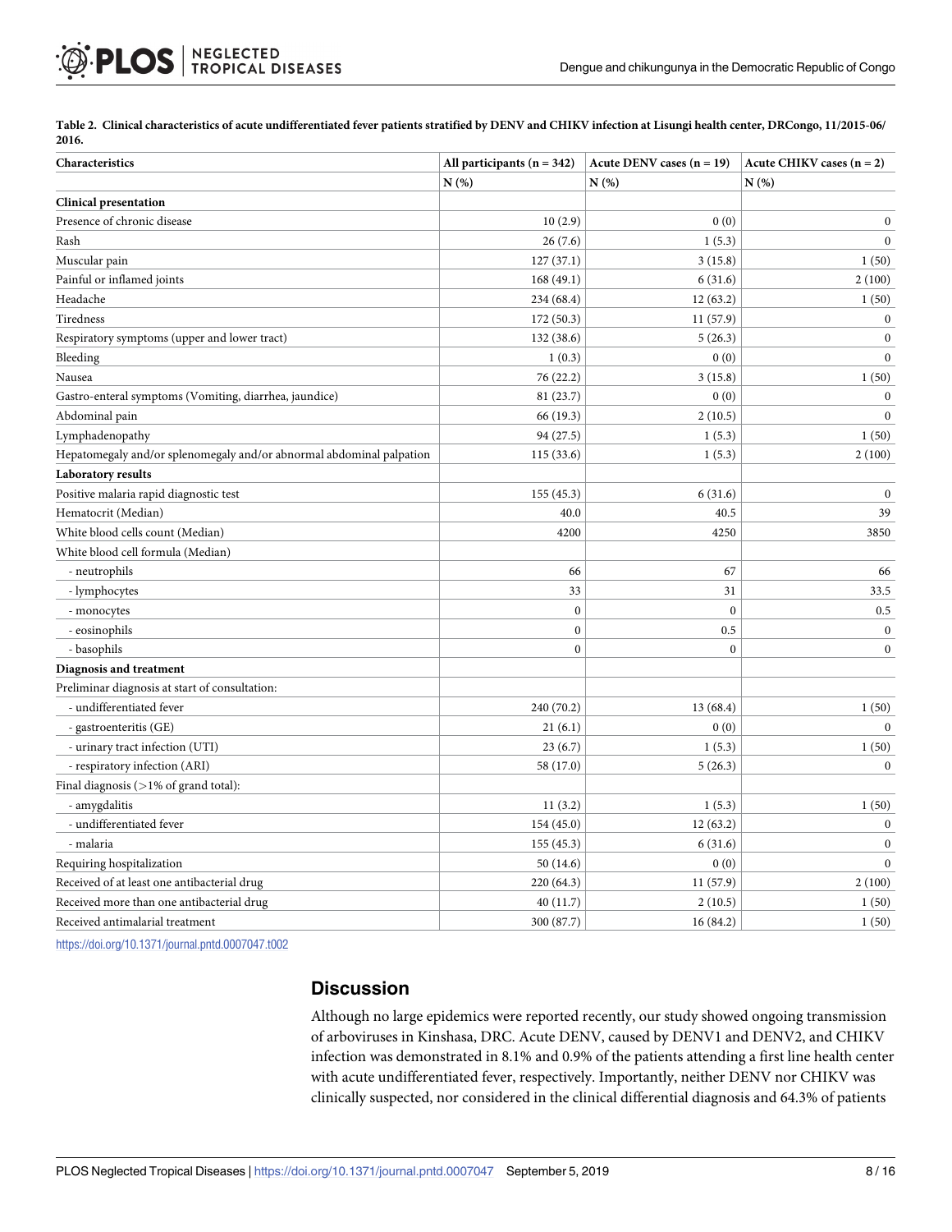**Table 2. Clinical characteristics of acute undifferentiated fever patients stratified by DENV and CHIKV infection at Lisungi health center, DRCongo, 11/2015-06/2016.**

| Characteristics | All participants (n = 342) | Acute DENV cases (n = 19) | Acute CHIKV cases (n = 2) |
|---|---|---|---|
| | N (%) | N (%) | N (%) |
| **Clinical presentation** | | | |
| Presence of chronic disease | 10 (2.9) | 0 (0) | 0 |
| Rash | 26 (7.6) | 1 (5.3) | 0 |
| Muscular pain | 127 (37.1) | 3 (15.8) | 1 (50) |
| Painful or inflamed joints | 168 (49.1) | 6 (31.6) | 2 (100) |
| Headache | 234 (68.4) | 12 (63.2) | 1 (50) |
| Tiredness | 172 (50.3) | 11 (57.9) | 0 |
| Respiratory symptoms (upper and lower tract) | 132 (38.6) | 5 (26.3) | 0 |
| Bleeding | 1 (0.3) | 0 (0) | 0 |
| Nausea | 76 (22.2) | 3 (15.8) | 1 (50) |
| Gastro-enteral symptoms (Vomiting, diarrhea, jaundice) | 81 (23.7) | 0 (0) | 0 |
| Abdominal pain | 66 (19.3) | 2 (10.5) | 0 |
| Lymphadenopathy | 94 (27.5) | 1 (5.3) | 1 (50) |
| Hepatomegaly and/or splenomegaly and/or abnormal abdominal palpation | 115 (33.6) | 1 (5.3) | 2 (100) |
| **Laboratory results** | | | |
| Positive malaria rapid diagnostic test | 155 (45.3) | 6 (31.6) | 0 |
| Hematocrit (Median) | 40.0 | 40.5 | 39 |
| White blood cells count (Median) | 4200 | 4250 | 3850 |
| White blood cell formula (Median) | | | |
| - neutrophils | 66 | 67 | 66 |
| - lymphocytes | 33 | 31 | 33.5 |
| - monocytes | 0 | 0 | 0.5 |
| - eosinophils | 0 | 0.5 | 0 |
| - basophils | 0 | 0 | 0 |
| **Diagnosis and treatment** | | | |
| Preliminar diagnosis at start of consultation: | | | |
| - undifferentiated fever | 240 (70.2) | 13 (68.4) | 1 (50) |
| - gastroenteritis (GE) | 21 (6.1) | 0 (0) | 0 |
| - urinary tract infection (UTI) | 23 (6.7) | 1 (5.3) | 1 (50) |
| - respiratory infection (ARI) | 58 (17.0) | 5 (26.3) | 0 |
| Final diagnosis (>1% of grand total): | | | |
| - amygdalitis | 11 (3.2) | 1 (5.3) | 1 (50) |
| - undifferentiated fever | 154 (45.0) | 12 (63.2) | 0 |
| - malaria | 155 (45.3) | 6 (31.6) | 0 |
| Requiring hospitalization | 50 (14.6) | 0 (0) | 0 |
| Received of at least one antibacterial drug | 220 (64.3) | 11 (57.9) | 2 (100) |
| Received more than one antibacterial drug | 40 (11.7) | 2 (10.5) | 1 (50) |
| Received antimalarial treatment | 300 (87.7) | 16 (84.2) | 1 (50) |

https://doi.org/10.1371/journal.pntd.0007047.t002

## Discussion

Although no large epidemics were reported recently, our study showed ongoing transmission of arboviruses in Kinshasa, DRC. Acute DENV, caused by DENV1 and DENV2, and CHIKV infection was demonstrated in 8.1% and 0.9% of the patients attending a first line health center with acute undifferentiated fever, respectively. Importantly, neither DENV nor CHIKV was clinically suspected, nor considered in the clinical differential diagnosis and 64.3% of patients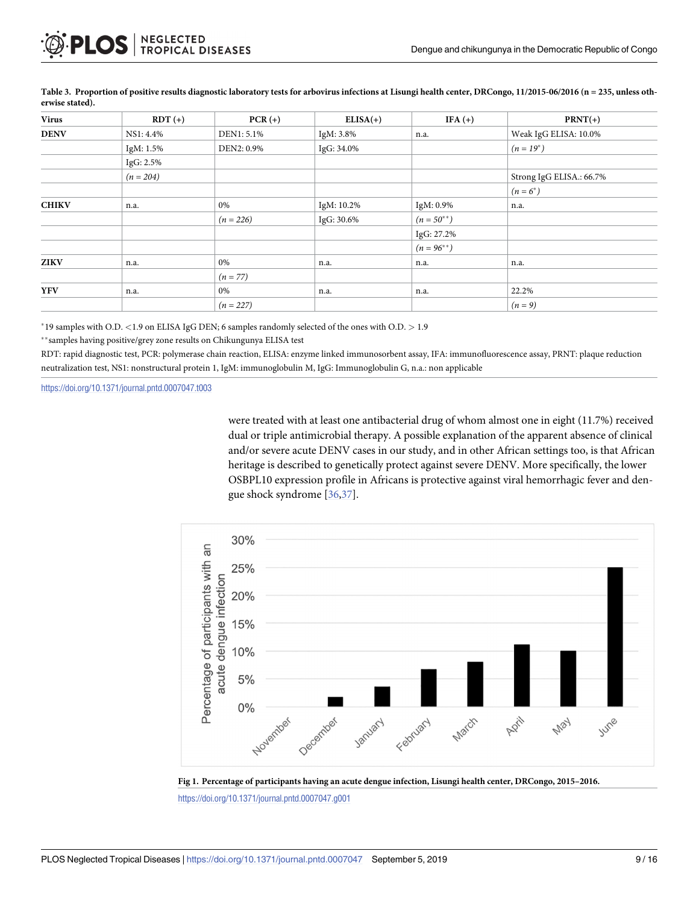**Table 3. Proportion of positive results diagnostic laboratory tests for arbovirus infections at Lisungi health center, DRCongo, 11/2015-06/2016 (n = 235, unless otherwise stated).**

| Virus | RDT (+) | PCR (+) | ELISA(+) | IFA (+) | PRNT(+) |
|---|---|---|---|---|---|
| **DENV** | NS1: 4.4% | DEN1: 5.1% | IgM: 3.8% | n.a. | Weak IgG ELISA: 10.0% |
| | IgM: 1.5% | DEN2: 0.9% | IgG: 34.0% | | *(n = 19\*)* |
| | IgG: 2.5% | | | | |
| | *(n = 204)* | | | | Strong IgG ELISA.: 66.7% |
| | | | | | *(n = 6\*)* |
| **CHIKV** | n.a. | 0% | IgM: 10.2% | IgM: 0.9% | n.a. |
| | | *(n = 226)* | IgG: 30.6% | *(n = 50\*\*)* | |
| | | | | IgG: 27.2% | |
| | | | | *(n = 96\*\*)* | |
| **ZIKV** | n.a. | 0% | n.a. | n.a. | n.a. |
| | | *(n = 77)* | | | |
| **YFV** | n.a. | 0% | n.a. | n.a. | 22.2% |
| | | *(n = 227)* | | | *(n = 9)* |

*19 samples with O.D. <1.9 on ELISA IgG DEN; 6 samples randomly selected of the ones with O.D. > 1.9

**samples having positive/grey zone results on Chikungunya ELISA test

RDT: rapid diagnostic test, PCR: polymerase chain reaction, ELISA: enzyme linked immunosorbent assay, IFA: immunofluorescence assay, PRNT: plaque reduction neutralization test, NS1: nonstructural protein 1, IgM: immunoglobulin M, IgG: Immunoglobulin G, n.a.: non applicable

https://doi.org/10.1371/journal.pntd.0007047.t003

were treated with at least one antibacterial drug of whom almost one in eight (11.7%) received dual or triple antimicrobial therapy. A possible explanation of the apparent absence of clinical and/or severe acute DENV cases in our study, and in other African settings too, is that African heritage is described to genetically protect against severe DENV. More specifically, the lower OSBPL10 expression profile in Africans is protective against viral hemorrhagic fever and dengue shock syndrome [36,37].

**Fig 1. Percentage of participants having an acute dengue infection, Lisungi health center, DRCongo, 2015–2016.**

https://doi.org/10.1371/journal.pntd.0007047.g001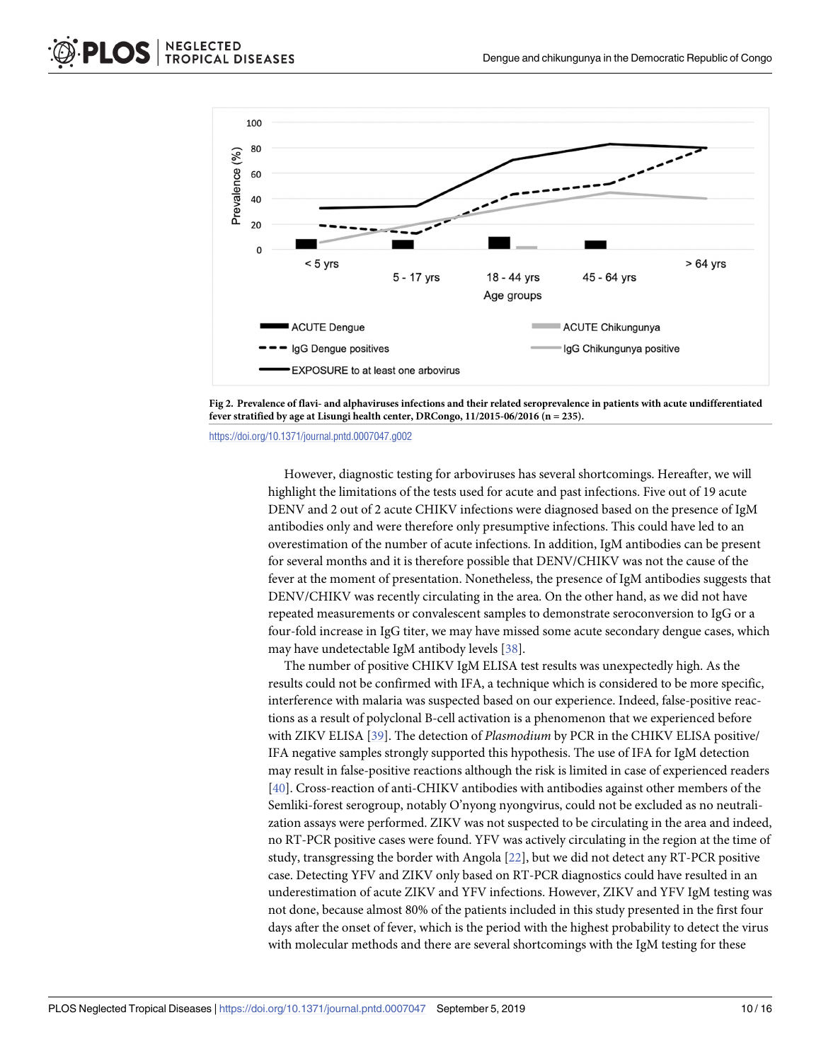100
80
60
40
20
0
Prevalence (%)
< 5 yrs
5 - 17 yrs
18 - 44 yrs
45 - 64 yrs
> 64 yrs
Age groups
ACUTE Dengue
IgG Dengue positives
EXPOSURE to at least one arbovirus
ACUTE Chikungunya
IgG Chikungunya positive

**Fig 2. Prevalence of flavi- and alphaviruses infections and their related seroprevalence in patients with acute undifferentiated fever stratified by age at Lisungi health center, DRCongo, 11/2015-06/2016 (n = 235).**

https://doi.org/10.1371/journal.pntd.0007047.g002

However, diagnostic testing for arboviruses has several shortcomings. Hereafter, we will highlight the limitations of the tests used for acute and past infections. Five out of 19 acute DENV and 2 out of 2 acute CHIKV infections were diagnosed based on the presence of IgM antibodies only and were therefore only presumptive infections. This could have led to an overestimation of the number of acute infections. In addition, IgM antibodies can be present for several months and it is therefore possible that DENV/CHIKV was not the cause of the fever at the moment of presentation. Nonetheless, the presence of IgM antibodies suggests that DENV/CHIKV was recently circulating in the area. On the other hand, as we did not have repeated measurements or convalescent samples to demonstrate seroconversion to IgG or a four-fold increase in IgG titer, we may have missed some acute secondary dengue cases, which may have undetectable IgM antibody levels [38].

The number of positive CHIKV IgM ELISA test results was unexpectedly high. As the results could not be confirmed with IFA, a technique which is considered to be more specific, interference with malaria was suspected based on our experience. Indeed, false-positive reactions as a result of polyclonal B-cell activation is a phenomenon that we experienced before with ZIKV ELISA [39]. The detection of *Plasmodium* by PCR in the CHIKV ELISA positive/IFA negative samples strongly supported this hypothesis. The use of IFA for IgM detection may result in false-positive reactions although the risk is limited in case of experienced readers [40]. Cross-reaction of anti-CHIKV antibodies with antibodies against other members of the Semliki-forest serogroup, notably O'nyong nyongvirus, could not be excluded as no neutralization assays were performed. ZIKV was not suspected to be circulating in the area and indeed, no RT-PCR positive cases were found. YFV was actively circulating in the region at the time of study, transgressing the border with Angola [22], but we did not detect any RT-PCR positive case. Detecting YFV and ZIKV only based on RT-PCR diagnostics could have resulted in an underestimation of acute ZIKV and YFV infections. However, ZIKV and YFV IgM testing was not done, because almost 80% of the patients included in this study presented in the first four days after the onset of fever, which is the period with the highest probability to detect the virus with molecular methods and there are several shortcomings with the IgM testing for these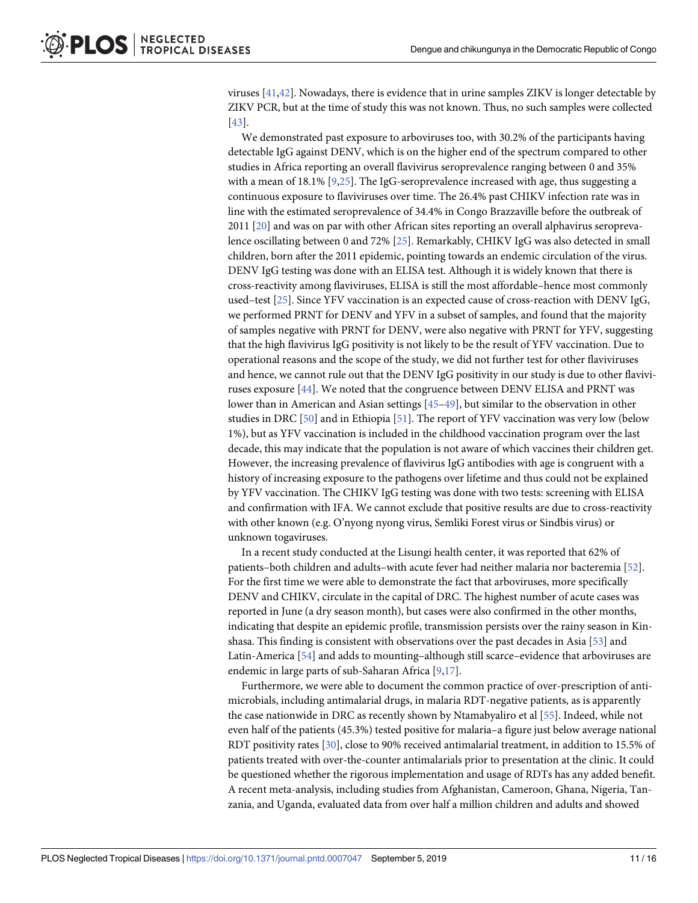viruses [41,42]. Nowadays, there is evidence that in urine samples ZIKV is longer detectable by ZIKV PCR, but at the time of study this was not known. Thus, no such samples were collected [43].

We demonstrated past exposure to arboviruses too, with 30.2% of the participants having detectable IgG against DENV, which is on the higher end of the spectrum compared to other studies in Africa reporting an overall flavivirus seroprevalence ranging between 0 and 35% with a mean of 18.1% [9,25]. The IgG-seroprevalence increased with age, thus suggesting a continuous exposure to flaviviruses over time. The 26.4% past CHIKV infection rate was in line with the estimated seroprevalence of 34.4% in Congo Brazzaville before the outbreak of 2011 [20] and was on par with other African sites reporting an overall alphavirus seroprevalence oscillating between 0 and 72% [25]. Remarkably, CHIKV IgG was also detected in small children, born after the 2011 epidemic, pointing towards an endemic circulation of the virus. DENV IgG testing was done with an ELISA test. Although it is widely known that there is cross-reactivity among flaviviruses, ELISA is still the most affordable–hence most commonly used–test [25]. Since YFV vaccination is an expected cause of cross-reaction with DENV IgG, we performed PRNT for DENV and YFV in a subset of samples, and found that the majority of samples negative with PRNT for DENV, were also negative with PRNT for YFV, suggesting that the high flavivirus IgG positivity is not likely to be the result of YFV vaccination. Due to operational reasons and the scope of the study, we did not further test for other flaviviruses and hence, we cannot rule out that the DENV IgG positivity in our study is due to other flaviviruses exposure [44]. We noted that the congruence between DENV ELISA and PRNT was lower than in American and Asian settings [45–49], but similar to the observation in other studies in DRC [50] and in Ethiopia [51]. The report of YFV vaccination was very low (below 1%), but as YFV vaccination is included in the childhood vaccination program over the last decade, this may indicate that the population is not aware of which vaccines their children get. However, the increasing prevalence of flavivirus IgG antibodies with age is congruent with a history of increasing exposure to the pathogens over lifetime and thus could not be explained by YFV vaccination. The CHIKV IgG testing was done with two tests: screening with ELISA and confirmation with IFA. We cannot exclude that positive results are due to cross-reactivity with other known (e.g. O'nyong nyong virus, Semliki Forest virus or Sindbis virus) or unknown togaviruses.

In a recent study conducted at the Lisungi health center, it was reported that 62% of patients–both children and adults–with acute fever had neither malaria nor bacteremia [52]. For the first time we were able to demonstrate the fact that arboviruses, more specifically DENV and CHIKV, circulate in the capital of DRC. The highest number of acute cases was reported in June (a dry season month), but cases were also confirmed in the other months, indicating that despite an epidemic profile, transmission persists over the rainy season in Kinshasa. This finding is consistent with observations over the past decades in Asia [53] and Latin-America [54] and adds to mounting–although still scarce–evidence that arboviruses are endemic in large parts of sub-Saharan Africa [9,17].

Furthermore, we were able to document the common practice of over-prescription of antimicrobials, including antimalarial drugs, in malaria RDT-negative patients, as is apparently the case nationwide in DRC as recently shown by Ntamabyaliro et al [55]. Indeed, while not even half of the patients (45.3%) tested positive for malaria–a figure just below average national RDT positivity rates [30], close to 90% received antimalarial treatment, in addition to 15.5% of patients treated with over-the-counter antimalarials prior to presentation at the clinic. It could be questioned whether the rigorous implementation and usage of RDTs has any added benefit. A recent meta-analysis, including studies from Afghanistan, Cameroon, Ghana, Nigeria, Tanzania, and Uganda, evaluated data from over half a million children and adults and showed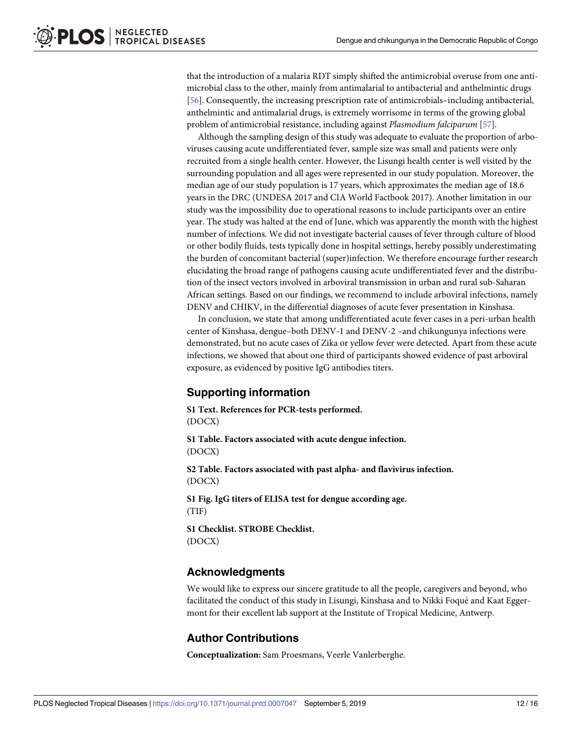that the introduction of a malaria RDT simply shifted the antimicrobial overuse from one antimicrobial class to the other, mainly from antimalarial to antibacterial and anthelmintic drugs [56]. Consequently, the increasing prescription rate of antimicrobials–including antibacterial, anthelmintic and antimalarial drugs, is extremely worrisome in terms of the growing global problem of antimicrobial resistance, including against *Plasmodium falciparum* [57].

Although the sampling design of this study was adequate to evaluate the proportion of arboviruses causing acute undifferentiated fever, sample size was small and patients were only recruited from a single health center. However, the Lisungi health center is well visited by the surrounding population and all ages were represented in our study population. Moreover, the median age of our study population is 17 years, which approximates the median age of 18.6 years in the DRC (UNDESA 2017 and CIA World Factbook 2017). Another limitation in our study was the impossibility due to operational reasons to include participants over an entire year. The study was halted at the end of June, which was apparently the month with the highest number of infections. We did not investigate bacterial causes of fever through culture of blood or other bodily fluids, tests typically done in hospital settings, hereby possibly underestimating the burden of concomitant bacterial (super)infection. We therefore encourage further research elucidating the broad range of pathogens causing acute undifferentiated fever and the distribution of the insect vectors involved in arboviral transmission in urban and rural sub-Saharan African settings. Based on our findings, we recommend to include arboviral infections, namely DENV and CHIKV, in the differential diagnoses of acute fever presentation in Kinshasa.

In conclusion, we state that among undifferentiated acute fever cases in a peri-urban health center of Kinshasa, dengue–both DENV-1 and DENV-2 –and chikungunya infections were demonstrated, but no acute cases of Zika or yellow fever were detected. Apart from these acute infections, we showed that about one third of participants showed evidence of past arboviral exposure, as evidenced by positive IgG antibodies titers.

## Supporting information

**S1 Text. References for PCR-tests performed.**
(DOCX)

**S1 Table. Factors associated with acute dengue infection.**
(DOCX)

**S2 Table. Factors associated with past alpha- and flavivirus infection.**
(DOCX)

**S1 Fig. IgG titers of ELISA test for dengue according age.**
(TIF)

**S1 Checklist. STROBE Checklist.**
(DOCX)

## Acknowledgments

We would like to express our sincere gratitude to all the people, caregivers and beyond, who facilitated the conduct of this study in Lisungi, Kinshasa and to Nikki Foqué and Kaat Eggermont for their excellent lab support at the Institute of Tropical Medicine, Antwerp.

## Author Contributions

**Conceptualization:** Sam Proesmans, Veerle Vanlerberghe.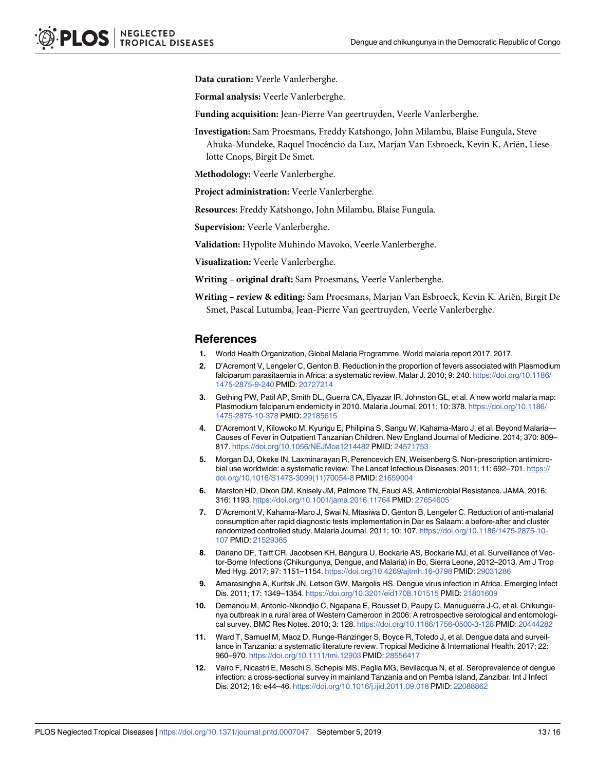**Data curation:** Veerle Vanlerberghe.

**Formal analysis:** Veerle Vanlerberghe.

**Funding acquisition:** Jean-Pierre Van geertruyden, Veerle Vanlerberghe.

**Investigation:** Sam Proesmans, Freddy Katshongo, John Milambu, Blaise Fungula, Steve Ahuka-Mundeke, Raquel Inocêncio da Luz, Marjan Van Esbroeck, Kevin K. Ariën, Lieselotte Cnops, Birgit De Smet.

**Methodology:** Veerle Vanlerberghe.

**Project administration:** Veerle Vanlerberghe.

**Resources:** Freddy Katshongo, John Milambu, Blaise Fungula.

**Supervision:** Veerle Vanlerberghe.

**Validation:** Hypolite Muhindo Mavoko, Veerle Vanlerberghe.

**Visualization:** Veerle Vanlerberghe.

**Writing – original draft:** Sam Proesmans, Veerle Vanlerberghe.

**Writing – review & editing:** Sam Proesmans, Marjan Van Esbroeck, Kevin K. Ariën, Birgit De Smet, Pascal Lutumba, Jean-Pierre Van geertruyden, Veerle Vanlerberghe.

## References

1. World Health Organization, Global Malaria Programme. World malaria report 2017. 2017.
2. D'Acremont V, Lengeler C, Genton B. Reduction in the proportion of fevers associated with Plasmodium falciparum parasitaemia in Africa: a systematic review. Malar J. 2010; 9: 240. https://doi.org/10.1186/1475-2875-9-240 PMID: 20727214
3. Gething PW, Patil AP, Smith DL, Guerra CA, Elyazar IR, Johnston GL, et al. A new world malaria map: Plasmodium falciparum endemicity in 2010. Malaria Journal. 2011; 10: 378. https://doi.org/10.1186/1475-2875-10-378 PMID: 22185615
4. D'Acremont V, Kilowoko M, Kyungu E, Philipina S, Sangu W, Kahama-Maro J, et al. Beyond Malaria—Causes of Fever in Outpatient Tanzanian Children. New England Journal of Medicine. 2014; 370: 809–817. https://doi.org/10.1056/NEJMoa1214482 PMID: 24571753
5. Morgan DJ, Okeke IN, Laxminarayan R, Perencevich EN, Weisenberg S. Non-prescription antimicrobial use worldwide: a systematic review. The Lancet Infectious Diseases. 2011; 11: 692–701. https://doi.org/10.1016/S1473-3099(11)70054-8 PMID: 21659004
6. Marston HD, Dixon DM, Knisely JM, Palmore TN, Fauci AS. Antimicrobial Resistance. JAMA. 2016; 316: 1193. https://doi.org/10.1001/jama.2016.11764 PMID: 27654605
7. D'Acremont V, Kahama-Maro J, Swai N, Mtasiwa D, Genton B, Lengeler C. Reduction of anti-malarial consumption after rapid diagnostic tests implementation in Dar es Salaam: a before-after and cluster randomized controlled study. Malaria Journal. 2011; 10: 107. https://doi.org/10.1186/1475-2875-10-107 PMID: 21529365
8. Dariano DF, Taitt CR, Jacobsen KH, Bangura U, Bockarie AS, Bockarie MJ, et al. Surveillance of Vector-Borne Infections (Chikungunya, Dengue, and Malaria) in Bo, Sierra Leone, 2012–2013. Am J Trop Med Hyg. 2017; 97: 1151–1154. https://doi.org/10.4269/ajtmh.16-0798 PMID: 29031286
9. Amarasinghe A, Kuritsk JN, Letson GW, Margolis HS. Dengue virus infection in Africa. Emerging Infect Dis. 2011; 17: 1349–1354. https://doi.org/10.3201/eid1708.101515 PMID: 21801609
10. Demanou M, Antonio-Nkondjio C, Ngapana E, Rousset D, Paupy C, Manuguerra J-C, et al. Chikungunya outbreak in a rural area of Western Cameroon in 2006: A retrospective serological and entomological survey. BMC Res Notes. 2010; 3: 128. https://doi.org/10.1186/1756-0500-3-128 PMID: 20444282
11. Ward T, Samuel M, Maoz D, Runge-Ranzinger S, Boyce R, Toledo J, et al. Dengue data and surveillance in Tanzania: a systematic literature review. Tropical Medicine & International Health. 2017; 22: 960–970. https://doi.org/10.1111/tmi.12903 PMID: 28556417
12. Vairo F, Nicastri E, Meschi S, Schepisi MS, Paglia MG, Bevilacqua N, et al. Seroprevalence of dengue infection: a cross-sectional survey in mainland Tanzania and on Pemba Island, Zanzibar. Int J Infect Dis. 2012; 16: e44–46. https://doi.org/10.1016/j.ijid.2011.09.018 PMID: 22088862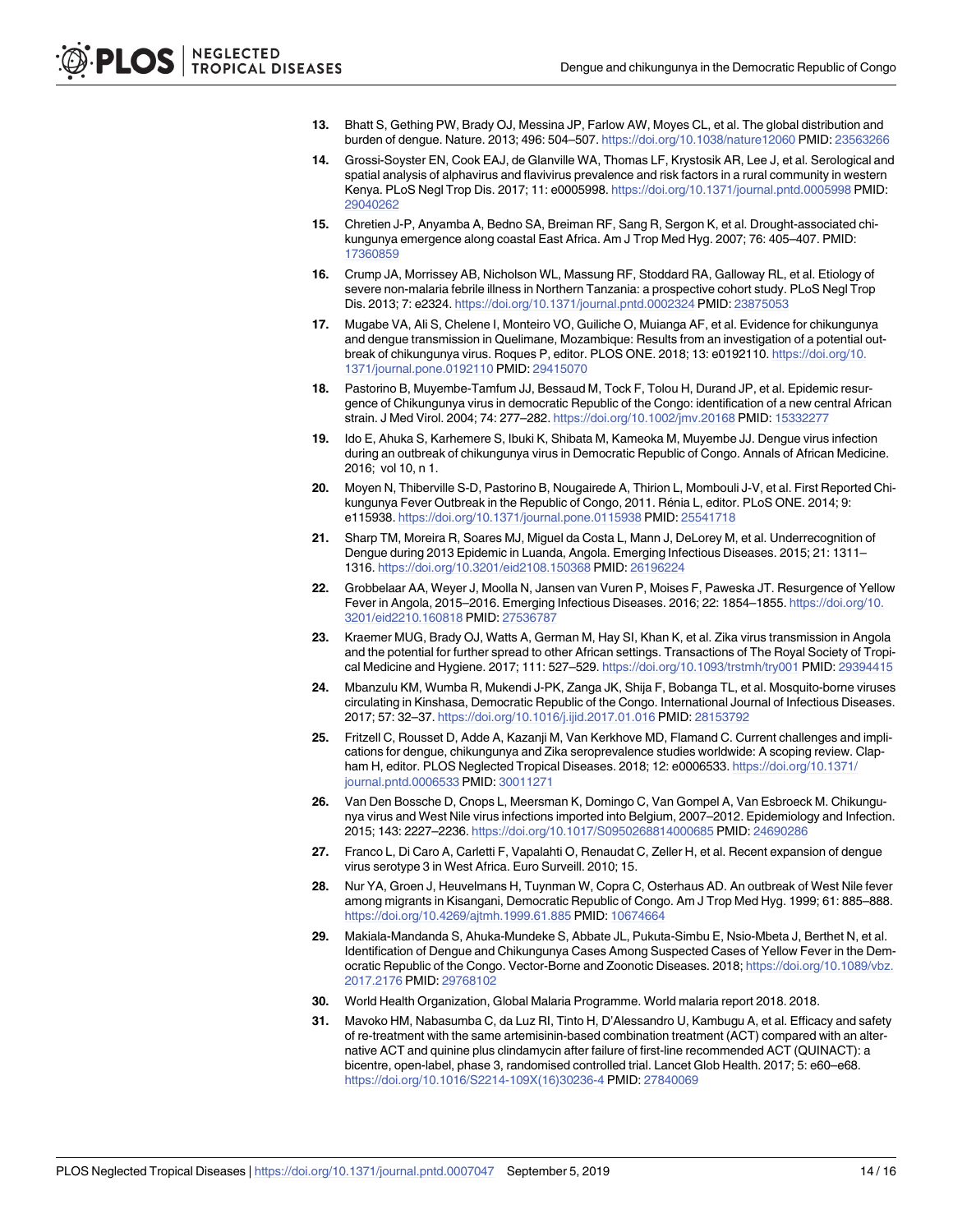13. Bhatt S, Gething PW, Brady OJ, Messina JP, Farlow AW, Moyes CL, et al. The global distribution and burden of dengue. Nature. 2013; 496: 504–507. https://doi.org/10.1038/nature12060 PMID: 23563266

14. Grossi-Soyster EN, Cook EAJ, de Glanville WA, Thomas LF, Krystosik AR, Lee J, et al. Serological and spatial analysis of alphavirus and flavivirus prevalence and risk factors in a rural community in western Kenya. PLoS Negl Trop Dis. 2017; 11: e0005998. https://doi.org/10.1371/journal.pntd.0005998 PMID: 29040262

15. Chretien J-P, Anyamba A, Bedno SA, Breiman RF, Sang R, Sergon K, et al. Drought-associated chikungunya emergence along coastal East Africa. Am J Trop Med Hyg. 2007; 76: 405–407. PMID: 17360859

16. Crump JA, Morrissey AB, Nicholson WL, Massung RF, Stoddard RA, Galloway RL, et al. Etiology of severe non-malaria febrile illness in Northern Tanzania: a prospective cohort study. PLoS Negl Trop Dis. 2013; 7: e2324. https://doi.org/10.1371/journal.pntd.0002324 PMID: 23875053

17. Mugabe VA, Ali S, Chelene I, Monteiro VO, Guiliche O, Muianga AF, et al. Evidence for chikungunya and dengue transmission in Quelimane, Mozambique: Results from an investigation of a potential outbreak of chikungunya virus. Roques P, editor. PLOS ONE. 2018; 13: e0192110. https://doi.org/10.1371/journal.pone.0192110 PMID: 29415070

18. Pastorino B, Muyembe-Tamfum JJ, Bessaud M, Tock F, Tolou H, Durand JP, et al. Epidemic resurgence of Chikungunya virus in democratic Republic of the Congo: identification of a new central African strain. J Med Virol. 2004; 74: 277–282. https://doi.org/10.1002/jmv.20168 PMID: 15332277

19. Ido E, Ahuka S, Karhemere S, Ibuki K, Shibata M, Kameoka M, Muyembe JJ. Dengue virus infection during an outbreak of chikungunya virus in Democratic Republic of Congo. Annals of African Medicine. 2016; vol 10, n 1.

20. Moyen N, Thiberville S-D, Pastorino B, Nougairede A, Thirion L, Mombouli J-V, et al. First Reported Chikungunya Fever Outbreak in the Republic of Congo, 2011. Rénia L, editor. PLoS ONE. 2014; 9: e115938. https://doi.org/10.1371/journal.pone.0115938 PMID: 25541718

21. Sharp TM, Moreira R, Soares MJ, Miguel da Costa L, Mann J, DeLorey M, et al. Underrecognition of Dengue during 2013 Epidemic in Luanda, Angola. Emerging Infectious Diseases. 2015; 21: 1311–1316. https://doi.org/10.3201/eid2108.150368 PMID: 26196224

22. Grobbelaar AA, Weyer J, Moolla N, Jansen van Vuren P, Moises F, Paweska JT. Resurgence of Yellow Fever in Angola, 2015–2016. Emerging Infectious Diseases. 2016; 22: 1854–1855. https://doi.org/10.3201/eid2210.160818 PMID: 27536787

23. Kraemer MUG, Brady OJ, Watts A, German M, Hay SI, Khan K, et al. Zika virus transmission in Angola and the potential for further spread to other African settings. Transactions of The Royal Society of Tropical Medicine and Hygiene. 2017; 111: 527–529. https://doi.org/10.1093/trstmh/try001 PMID: 29394415

24. Mbanzulu KM, Wumba R, Mukendi J-PK, Zanga JK, Shija F, Bobanga TL, et al. Mosquito-borne viruses circulating in Kinshasa, Democratic Republic of the Congo. International Journal of Infectious Diseases. 2017; 57: 32–37. https://doi.org/10.1016/j.ijid.2017.01.016 PMID: 28153792

25. Fritzell C, Rousset D, Adde A, Kazanji M, Van Kerkhove MD, Flamand C. Current challenges and implications for dengue, chikungunya and Zika seroprevalence studies worldwide: A scoping review. Clapham H, editor. PLOS Neglected Tropical Diseases. 2018; 12: e0006533. https://doi.org/10.1371/journal.pntd.0006533 PMID: 30011271

26. Van Den Bossche D, Cnops L, Meersman K, Domingo C, Van Gompel A, Van Esbroeck M. Chikungunya virus and West Nile virus infections imported into Belgium, 2007–2012. Epidemiology and Infection. 2015; 143: 2227–2236. https://doi.org/10.1017/S0950268814000685 PMID: 24690286

27. Franco L, Di Caro A, Carletti F, Vapalahti O, Renaudat C, Zeller H, et al. Recent expansion of dengue virus serotype 3 in West Africa. Euro Surveill. 2010; 15.

28. Nur YA, Groen J, Heuvelmans H, Tuynman W, Copra C, Osterhaus AD. An outbreak of West Nile fever among migrants in Kisangani, Democratic Republic of Congo. Am J Trop Med Hyg. 1999; 61: 885–888. https://doi.org/10.4269/ajtmh.1999.61.885 PMID: 10674664

29. Makiala-Mandanda S, Ahuka-Mundeke S, Abbate JL, Pukuta-Simbu E, Nsio-Mbeta J, Berthet N, et al. Identification of Dengue and Chikungunya Cases Among Suspected Cases of Yellow Fever in the Democratic Republic of the Congo. Vector-Borne and Zoonotic Diseases. 2018; https://doi.org/10.1089/vbz.2017.2176 PMID: 29768102

30. World Health Organization, Global Malaria Programme. World malaria report 2018. 2018.

31. Mavoko HM, Nabasumba C, da Luz RI, Tinto H, D'Alessandro U, Kambugu A, et al. Efficacy and safety of re-treatment with the same artemisinin-based combination treatment (ACT) compared with an alternative ACT and quinine plus clindamycin after failure of first-line recommended ACT (QUINACT): a bicentre, open-label, phase 3, randomised controlled trial. Lancet Glob Health. 2017; 5: e60–e68. https://doi.org/10.1016/S2214-109X(16)30236-4 PMID: 27840069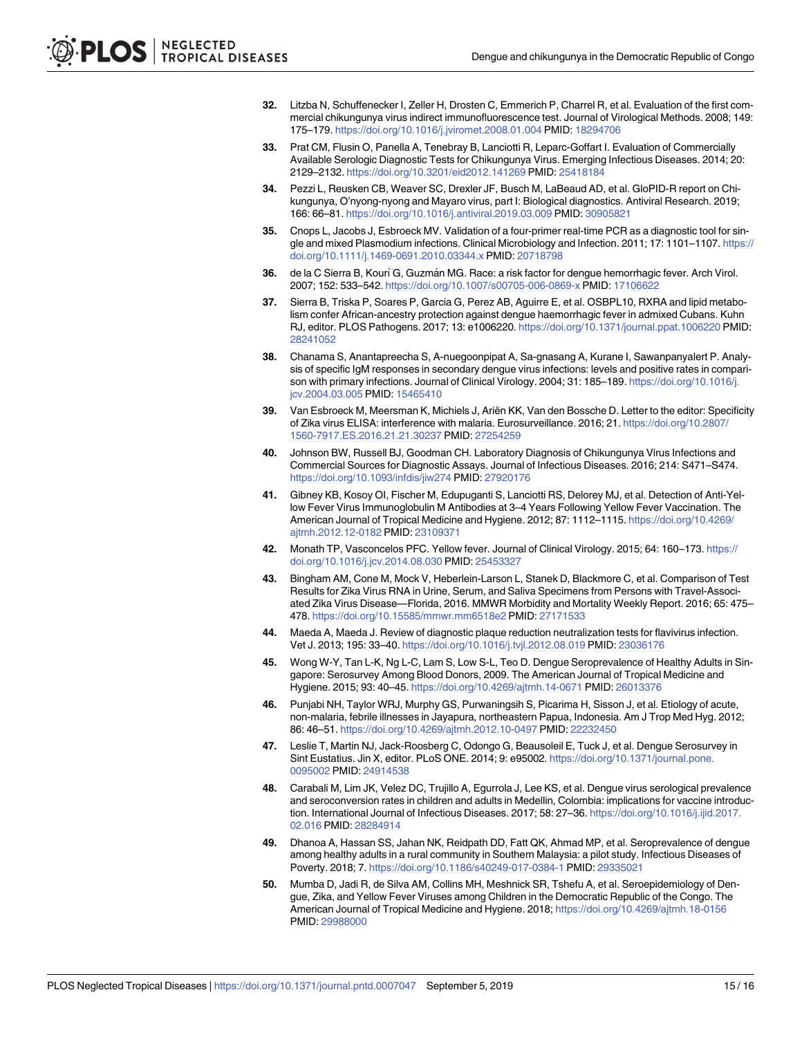32. Litzba N, Schuffenecker I, Zeller H, Drosten C, Emmerich P, Charrel R, et al. Evaluation of the first commercial chikungunya virus indirect immunofluorescence test. Journal of Virological Methods. 2008; 149: 175–179. https://doi.org/10.1016/j.jviromet.2008.01.004 PMID: 18294706

33. Prat CM, Flusin O, Panella A, Tenebray B, Lanciotti R, Leparc-Goffart I. Evaluation of Commercially Available Serologic Diagnostic Tests for Chikungunya Virus. Emerging Infectious Diseases. 2014; 20: 2129–2132. https://doi.org/10.3201/eid2012.141269 PMID: 25418184

34. Pezzi L, Reusken CB, Weaver SC, Drexler JF, Busch M, LaBeaud AD, et al. GloPID-R report on Chikungunya, O'nyong-nyong and Mayaro virus, part I: Biological diagnostics. Antiviral Research. 2019; 166: 66–81. https://doi.org/10.1016/j.antiviral.2019.03.009 PMID: 30905821

35. Cnops L, Jacobs J, Esbroeck MV. Validation of a four-primer real-time PCR as a diagnostic tool for single and mixed Plasmodium infections. Clinical Microbiology and Infection. 2011; 17: 1101–1107. https://doi.org/10.1111/j.1469-0691.2010.03344.x PMID: 20718798

36. de la C Sierra B, Kourí G, Guzmán MG. Race: a risk factor for dengue hemorrhagic fever. Arch Virol. 2007; 152: 533–542. https://doi.org/10.1007/s00705-006-0869-x PMID: 17106622

37. Sierra B, Triska P, Soares P, Garcia G, Perez AB, Aguirre E, et al. OSBPL10, RXRA and lipid metabolism confer African-ancestry protection against dengue haemorrhagic fever in admixed Cubans. Kuhn RJ, editor. PLOS Pathogens. 2017; 13: e1006220. https://doi.org/10.1371/journal.ppat.1006220 PMID: 28241052

38. Chanama S, Anantapreecha S, A-nuegoonpipat A, Sa-gnasang A, Kurane I, Sawanpanyalert P. Analysis of specific IgM responses in secondary dengue virus infections: levels and positive rates in comparison with primary infections. Journal of Clinical Virology. 2004; 31: 185–189. https://doi.org/10.1016/j.jcv.2004.03.005 PMID: 15465410

39. Van Esbroeck M, Meersman K, Michiels J, Ariën KK, Van den Bossche D. Letter to the editor: Specificity of Zika virus ELISA: interference with malaria. Eurosurveillance. 2016; 21. https://doi.org/10.2807/1560-7917.ES.2016.21.21.30237 PMID: 27254259

40. Johnson BW, Russell BJ, Goodman CH. Laboratory Diagnosis of Chikungunya Virus Infections and Commercial Sources for Diagnostic Assays. Journal of Infectious Diseases. 2016; 214: S471–S474. https://doi.org/10.1093/infdis/jiw274 PMID: 27920176

41. Gibney KB, Kosoy OI, Fischer M, Edupuganti S, Lanciotti RS, Delorey MJ, et al. Detection of Anti-Yellow Fever Virus Immunoglobulin M Antibodies at 3–4 Years Following Yellow Fever Vaccination. The American Journal of Tropical Medicine and Hygiene. 2012; 87: 1112–1115. https://doi.org/10.4269/ajtmh.2012.12-0182 PMID: 23109371

42. Monath TP, Vasconcelos PFC. Yellow fever. Journal of Clinical Virology. 2015; 64: 160–173. https://doi.org/10.1016/j.jcv.2014.08.030 PMID: 25453327

43. Bingham AM, Cone M, Mock V, Heberlein-Larson L, Stanek D, Blackmore C, et al. Comparison of Test Results for Zika Virus RNA in Urine, Serum, and Saliva Specimens from Persons with Travel-Associated Zika Virus Disease—Florida, 2016. MMWR Morbidity and Mortality Weekly Report. 2016; 65: 475–478. https://doi.org/10.15585/mmwr.mm6518e2 PMID: 27171533

44. Maeda A, Maeda J. Review of diagnostic plaque reduction neutralization tests for flavivirus infection. Vet J. 2013; 195: 33–40. https://doi.org/10.1016/j.tvjl.2012.08.019 PMID: 23036176

45. Wong W-Y, Tan L-K, Ng L-C, Lam S, Low S-L, Teo D. Dengue Seroprevalence of Healthy Adults in Singapore: Serosurvey Among Blood Donors, 2009. The American Journal of Tropical Medicine and Hygiene. 2015; 93: 40–45. https://doi.org/10.4269/ajtmh.14-0671 PMID: 26013376

46. Punjabi NH, Taylor WRJ, Murphy GS, Purwaningsih S, Picarima H, Sisson J, et al. Etiology of acute, non-malaria, febrile illnesses in Jayapura, northeastern Papua, Indonesia. Am J Trop Med Hyg. 2012; 86: 46–51. https://doi.org/10.4269/ajtmh.2012.10-0497 PMID: 22232450

47. Leslie T, Martin NJ, Jack-Roosberg C, Odongo G, Beausoleil E, Tuck J, et al. Dengue Serosurvey in Sint Eustatius. Jin X, editor. PLoS ONE. 2014; 9: e95002. https://doi.org/10.1371/journal.pone.0095002 PMID: 24914538

48. Carabali M, Lim JK, Velez DC, Trujillo A, Egurrola J, Lee KS, et al. Dengue virus serological prevalence and seroconversion rates in children and adults in Medellin, Colombia: implications for vaccine introduction. International Journal of Infectious Diseases. 2017; 58: 27–36. https://doi.org/10.1016/j.ijid.2017.02.016 PMID: 28284914

49. Dhanoa A, Hassan SS, Jahan NK, Reidpath DD, Fatt QK, Ahmad MP, et al. Seroprevalence of dengue among healthy adults in a rural community in Southern Malaysia: a pilot study. Infectious Diseases of Poverty. 2018; 7. https://doi.org/10.1186/s40249-017-0384-1 PMID: 29335021

50. Mumba D, Jadi R, de Silva AM, Collins MH, Meshnick SR, Tshefu A, et al. Seroepidemiology of Dengue, Zika, and Yellow Fever Viruses among Children in the Democratic Republic of the Congo. The American Journal of Tropical Medicine and Hygiene. 2018; https://doi.org/10.4269/ajtmh.18-0156 PMID: 29988000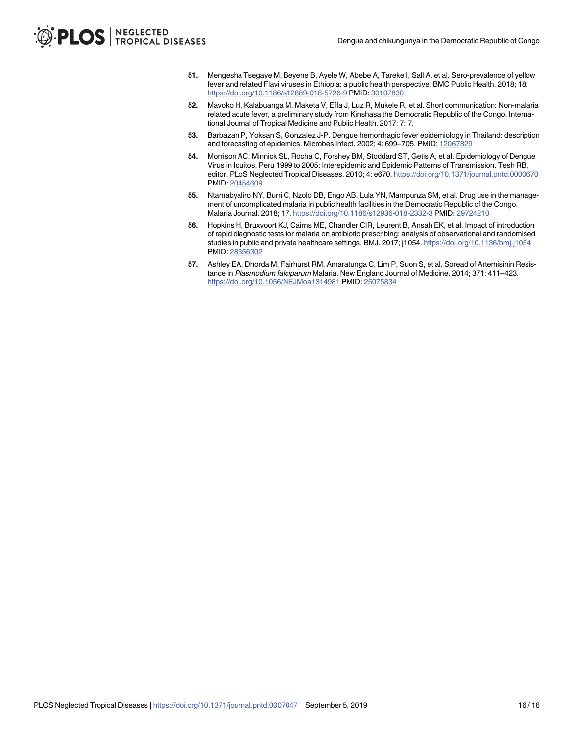51. Mengesha Tsegaye M, Beyene B, Ayele W, Abebe A, Tareke I, Sall A, et al. Sero-prevalence of yellow fever and related Flavi viruses in Ethiopia: a public health perspective. BMC Public Health. 2018; 18. https://doi.org/10.1186/s12889-018-5726-9 PMID: 30107830

52. Mavoko H, Kalabuanga M, Maketa V, Effa J, Luz R, Mukele R, et al. Short communication: Non-malaria related acute fever, a preliminary study from Kinshasa the Democratic Republic of the Congo. International Journal of Tropical Medicine and Public Health. 2017; 7: 7.

53. Barbazan P, Yoksan S, Gonzalez J-P. Dengue hemorrhagic fever epidemiology in Thailand: description and forecasting of epidemics. Microbes Infect. 2002; 4: 699–705. PMID: 12067829

54. Morrison AC, Minnick SL, Rocha C, Forshey BM, Stoddard ST, Getis A, et al. Epidemiology of Dengue Virus in Iquitos, Peru 1999 to 2005: Interepidemic and Epidemic Patterns of Transmission. Tesh RB, editor. PLoS Neglected Tropical Diseases. 2010; 4: e670. https://doi.org/10.1371/journal.pntd.0000670 PMID: 20454609

55. Ntamabyaliro NY, Burri C, Nzolo DB, Engo AB, Lula YN, Mampunza SM, et al. Drug use in the management of uncomplicated malaria in public health facilities in the Democratic Republic of the Congo. Malaria Journal. 2018; 17. https://doi.org/10.1186/s12936-018-2332-3 PMID: 29724210

56. Hopkins H, Bruxvoort KJ, Cairns ME, Chandler CIR, Leurent B, Ansah EK, et al. Impact of introduction of rapid diagnostic tests for malaria on antibiotic prescribing: analysis of observational and randomised studies in public and private healthcare settings. BMJ. 2017; j1054. https://doi.org/10.1136/bmj.j1054 PMID: 28356302

57. Ashley EA, Dhorda M, Fairhurst RM, Amaratunga C, Lim P, Suon S, et al. Spread of Artemisinin Resistance in *Plasmodium falciparum* Malaria. New England Journal of Medicine. 2014; 371: 411–423. https://doi.org/10.1056/NEJMoa1314981 PMID: 25075834